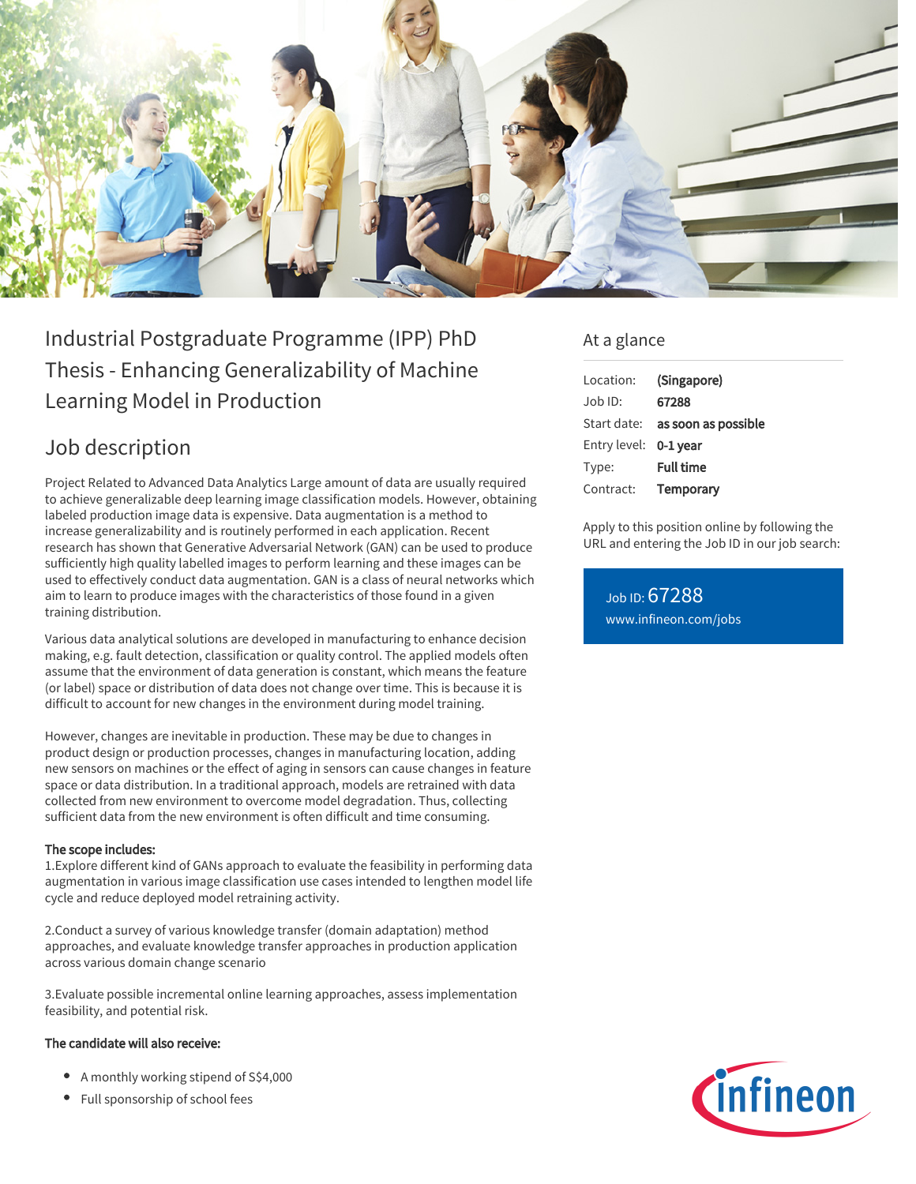# Industrial Postgraduate Programme (IPP) PhD Thesis - Enhancing Generalizability of Machine Learning Model in Production

## Job description

Project Related to Advanced Data Analytics Large amount of data are usually required to achieve generalizable deep learning image classification models. However, obtaining labeled production image data is expensive. Data augmentation is a method to increase generalizability and is routinely performed in each application. Recent research has shown that Generative Adversarial Network (GAN) can be used to produce sufficiently high quality labelled images to perform learning and these images can be used to effectively conduct data augmentation. GAN is a class of neural networks which aim to learn to produce images with the characteristics of those found in a given training distribution.

Various data analytical solutions are developed in manufacturing to enhance decision making, e.g. fault detection, classification or quality control. The applied models often assume that the environment of data generation is constant, which means the feature (or label) space or distribution of data does not change over time. This is because it is difficult to account for new changes in the environment during model training.

However, changes are inevitable in production. These may be due to changes in product design or production processes, changes in manufacturing location, adding new sensors on machines or the effect of aging in sensors can cause changes in feature space or data distribution. In a traditional approach, models are retrained with data collected from new environment to overcome model degradation. Thus, collecting sufficient data from the new environment is often difficult and time consuming.

**The scope includes:**

1.Explore different kind of GANs approach to evaluate the feasibility in performing data augmentation in various image classification use cases intended to lengthen model life cycle and reduce deployed model retraining activity.

2.Conduct a survey of various knowledge transfer (domain adaptation) method approaches, and evaluate knowledge transfer approaches in production application across various domain change scenario

3.Evaluate possible incremental online learning approaches, assess implementation feasibility, and potential risk.

**The candidate will also receive:**

- A monthly working stipend of S$4,000
- Full sponsorship of school fees

## At a glance

| | |
|---|---|
| Location: | **(Singapore)** |
| Job ID: | **67288** |
| Start date: | **as soon as possible** |
| Entry level: | **0-1 year** |
| Type: | **Full time** |
| Contract: | **Temporary** |

Apply to this position online by following the URL and entering the Job ID in our job search:

Job ID: 67288
www.infineon.com/jobs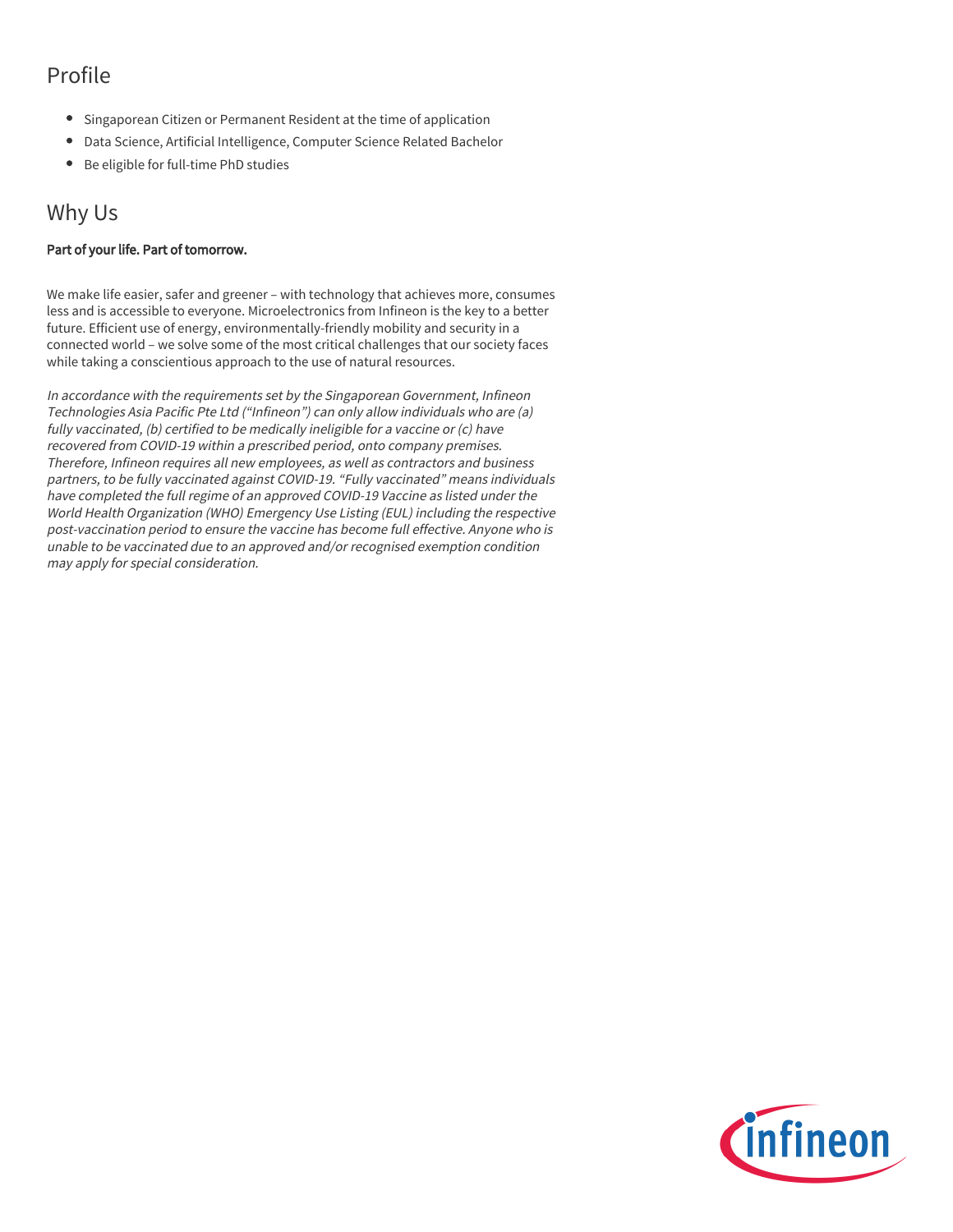## Profile

- Singaporean Citizen or Permanent Resident at the time of application
- Data Science, Artificial Intelligence, Computer Science Related Bachelor
- Be eligible for full-time PhD studies

## Why Us

**Part of your life. Part of tomorrow.**

We make life easier, safer and greener – with technology that achieves more, consumes less and is accessible to everyone. Microelectronics from Infineon is the key to a better future. Efficient use of energy, environmentally-friendly mobility and security in a connected world – we solve some of the most critical challenges that our society faces while taking a conscientious approach to the use of natural resources.

*In accordance with the requirements set by the Singaporean Government, Infineon Technologies Asia Pacific Pte Ltd ("Infineon") can only allow individuals who are (a) fully vaccinated, (b) certified to be medically ineligible for a vaccine or (c) have recovered from COVID-19 within a prescribed period, onto company premises. Therefore, Infineon requires all new employees, as well as contractors and business partners, to be fully vaccinated against COVID-19. "Fully vaccinated" means individuals have completed the full regime of an approved COVID-19 Vaccine as listed under the World Health Organization (WHO) Emergency Use Listing (EUL) including the respective post-vaccination period to ensure the vaccine has become full effective. Anyone who is unable to be vaccinated due to an approved and/or recognised exemption condition may apply for special consideration.*